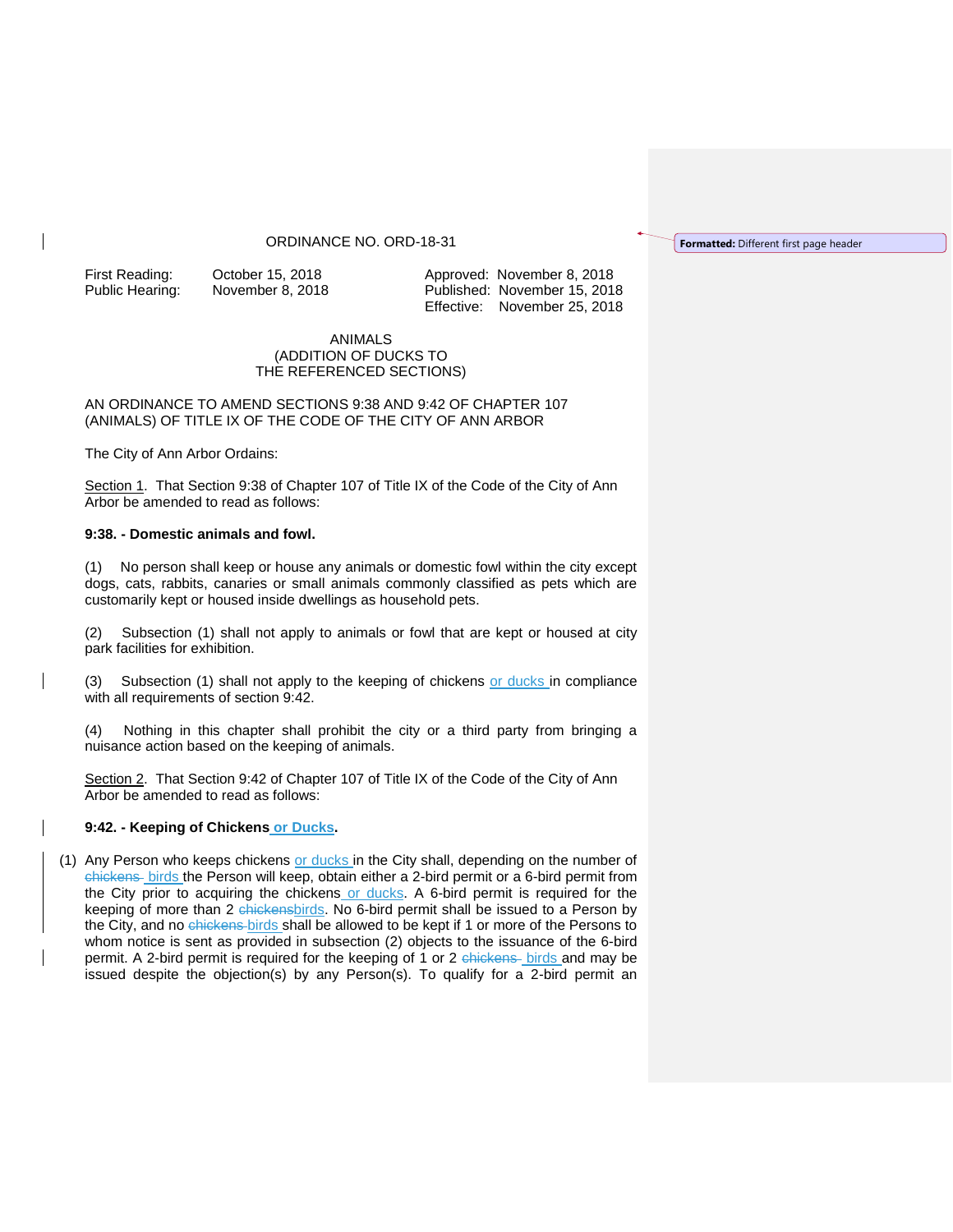ORDINANCE NO. ORD-18-31

| | | | |
|---|---|---|---|
| First Reading: | October 15, 2018 | Approved: | November 8, 2018 |
| Public Hearing: | November 8, 2018 | Published: | November 15, 2018 |
| | | Effective: | November 25, 2018 |

ANIMALS
(ADDITION OF DUCKS TO
THE REFERENCED SECTIONS)

AN ORDINANCE TO AMEND SECTIONS 9:38 AND 9:42 OF CHAPTER 107 (ANIMALS) OF TITLE IX OF THE CODE OF THE CITY OF ANN ARBOR

The City of Ann Arbor Ordains:

Section 1. That Section 9:38 of Chapter 107 of Title IX of the Code of the City of Ann Arbor be amended to read as follows:

**9:38. - Domestic animals and fowl.**

(1) No person shall keep or house any animals or domestic fowl within the city except dogs, cats, rabbits, canaries or small animals commonly classified as pets which are customarily kept or housed inside dwellings as household pets.

(2) Subsection (1) shall not apply to animals or fowl that are kept or housed at city park facilities for exhibition.

(3) Subsection (1) shall not apply to the keeping of chickens or ducks in compliance with all requirements of section 9:42.

(4) Nothing in this chapter shall prohibit the city or a third party from bringing a nuisance action based on the keeping of animals.

Section 2. That Section 9:42 of Chapter 107 of Title IX of the Code of the City of Ann Arbor be amended to read as follows:

**9:42. - Keeping of Chickens or Ducks.**

(1) Any Person who keeps chickens or ducks in the City shall, depending on the number of ~~chickens~~ birds the Person will keep, obtain either a 2-bird permit or a 6-bird permit from the City prior to acquiring the chickens or ducks. A 6-bird permit is required for the keeping of more than 2 ~~chickens~~birds. No 6-bird permit shall be issued to a Person by the City, and no ~~chickens~~ birds shall be allowed to be kept if 1 or more of the Persons to whom notice is sent as provided in subsection (2) objects to the issuance of the 6-bird permit. A 2-bird permit is required for the keeping of 1 or 2 ~~chickens~~ birds and may be issued despite the objection(s) by any Person(s). To qualify for a 2-bird permit an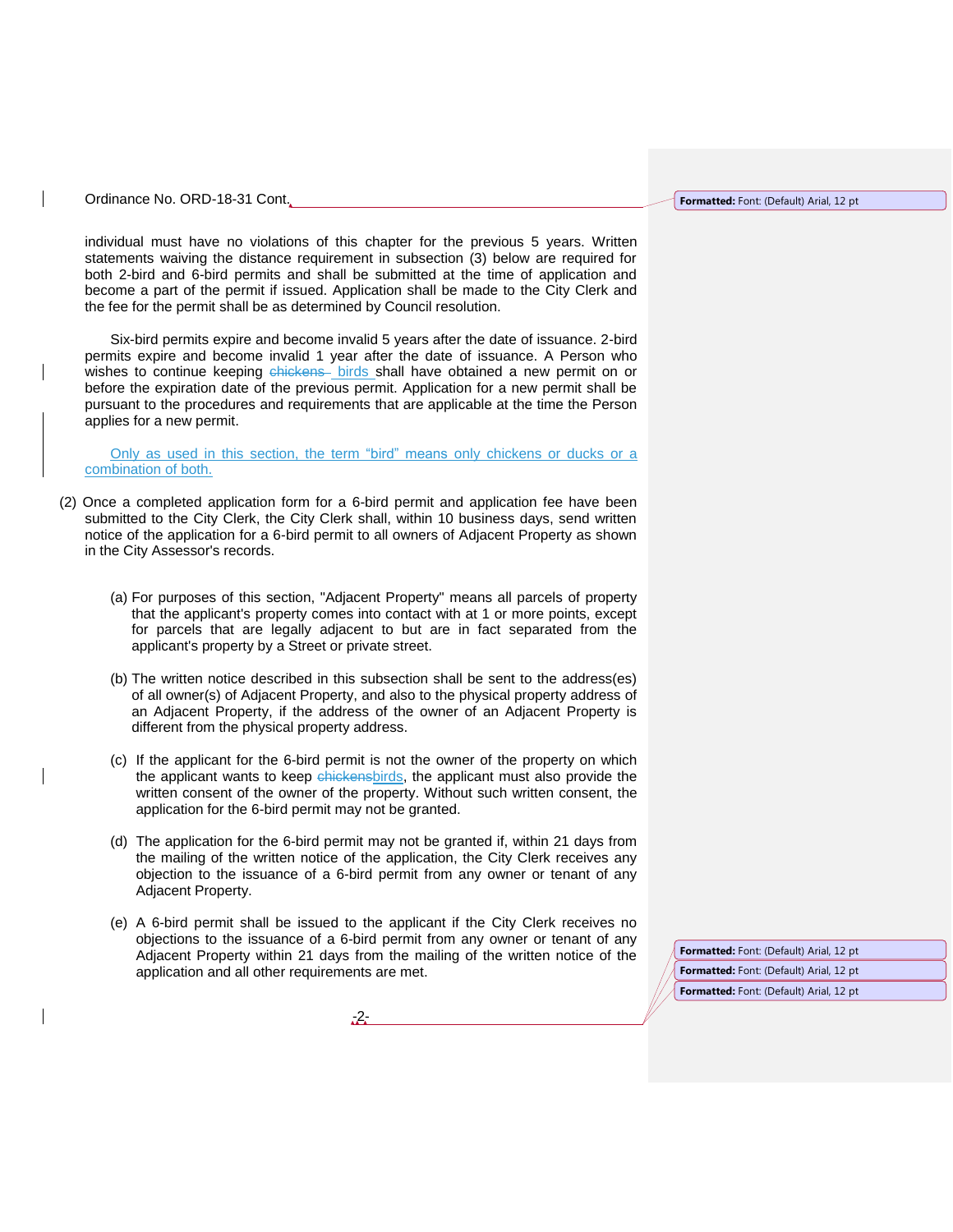individual must have no violations of this chapter for the previous 5 years. Written statements waiving the distance requirement in subsection (3) below are required for both 2-bird and 6-bird permits and shall be submitted at the time of application and become a part of the permit if issued. Application shall be made to the City Clerk and the fee for the permit shall be as determined by Council resolution.

Six-bird permits expire and become invalid 5 years after the date of issuance. 2-bird permits expire and become invalid 1 year after the date of issuance. A Person who wishes to continue keeping ~~chickens~~ birds shall have obtained a new permit on or before the expiration date of the previous permit. Application for a new permit shall be pursuant to the procedures and requirements that are applicable at the time the Person applies for a new permit.

Only as used in this section, the term "bird" means only chickens or ducks or a combination of both.

(2) Once a completed application form for a 6-bird permit and application fee have been submitted to the City Clerk, the City Clerk shall, within 10 business days, send written notice of the application for a 6-bird permit to all owners of Adjacent Property as shown in the City Assessor's records.

(a) For purposes of this section, "Adjacent Property" means all parcels of property that the applicant's property comes into contact with at 1 or more points, except for parcels that are legally adjacent to but are in fact separated from the applicant's property by a Street or private street.

(b) The written notice described in this subsection shall be sent to the address(es) of all owner(s) of Adjacent Property, and also to the physical property address of an Adjacent Property, if the address of the owner of an Adjacent Property is different from the physical property address.

(c) If the applicant for the 6-bird permit is not the owner of the property on which the applicant wants to keep ~~chickens~~birds, the applicant must also provide the written consent of the owner of the property. Without such written consent, the application for the 6-bird permit may not be granted.

(d) The application for the 6-bird permit may not be granted if, within 21 days from the mailing of the written notice of the application, the City Clerk receives any objection to the issuance of a 6-bird permit from any owner or tenant of any Adjacent Property.

(e) A 6-bird permit shall be issued to the applicant if the City Clerk receives no objections to the issuance of a 6-bird permit from any owner or tenant of any Adjacent Property within 21 days from the mailing of the written notice of the application and all other requirements are met.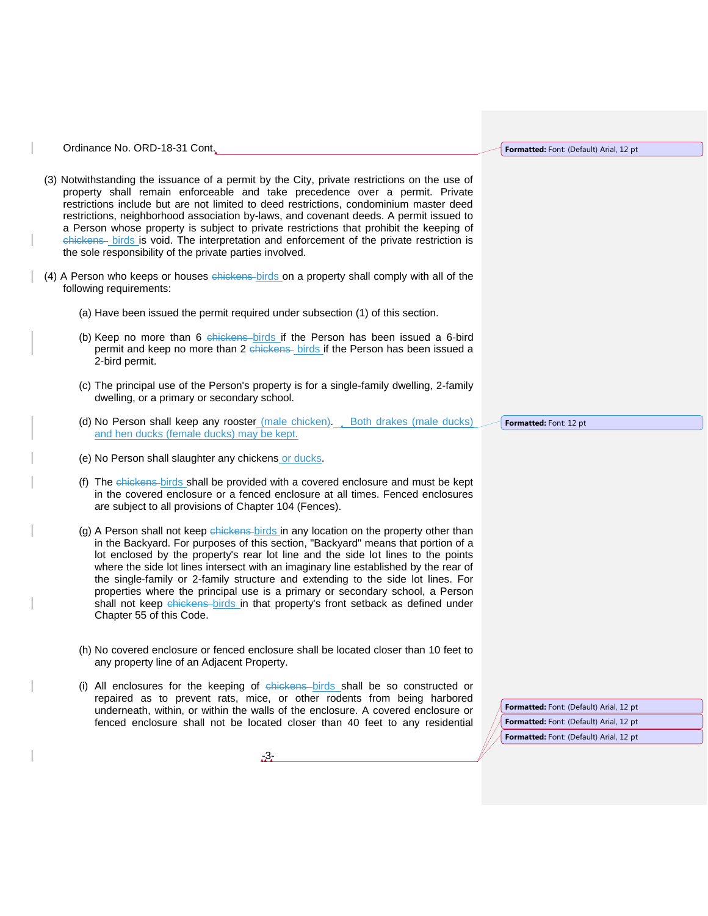(3) Notwithstanding the issuance of a permit by the City, private restrictions on the use of property shall remain enforceable and take precedence over a permit. Private restrictions include but are not limited to deed restrictions, condominium master deed restrictions, neighborhood association by-laws, and covenant deeds. A permit issued to a Person whose property is subject to private restrictions that prohibit the keeping of ~~chickens~~ birds is void. The interpretation and enforcement of the private restriction is the sole responsibility of the private parties involved.

(4) A Person who keeps or houses ~~chickens~~ birds on a property shall comply with all of the following requirements:

(a) Have been issued the permit required under subsection (1) of this section.

(b) Keep no more than 6 ~~chickens~~ birds if the Person has been issued a 6-bird permit and keep no more than 2 ~~chickens~~ birds if the Person has been issued a 2-bird permit.

(c) The principal use of the Person's property is for a single-family dwelling, 2-family dwelling, or a primary or secondary school.

(d) No Person shall keep any rooster (male chicken). Both drakes (male ducks) and hen ducks (female ducks) may be kept.

(e) No Person shall slaughter any chickens or ducks.

(f) The ~~chickens~~ birds shall be provided with a covered enclosure and must be kept in the covered enclosure or a fenced enclosure at all times. Fenced enclosures are subject to all provisions of Chapter 104 (Fences).

(g) A Person shall not keep ~~chickens~~ birds in any location on the property other than in the Backyard. For purposes of this section, "Backyard" means that portion of a lot enclosed by the property's rear lot line and the side lot lines to the points where the side lot lines intersect with an imaginary line established by the rear of the single-family or 2-family structure and extending to the side lot lines. For properties where the principal use is a primary or secondary school, a Person shall not keep ~~chickens~~ birds in that property's front setback as defined under Chapter 55 of this Code.

(h) No covered enclosure or fenced enclosure shall be located closer than 10 feet to any property line of an Adjacent Property.

(i) All enclosures for the keeping of ~~chickens~~ birds shall be so constructed or repaired as to prevent rats, mice, or other rodents from being harbored underneath, within, or within the walls of the enclosure. A covered enclosure or fenced enclosure shall not be located closer than 40 feet to any residential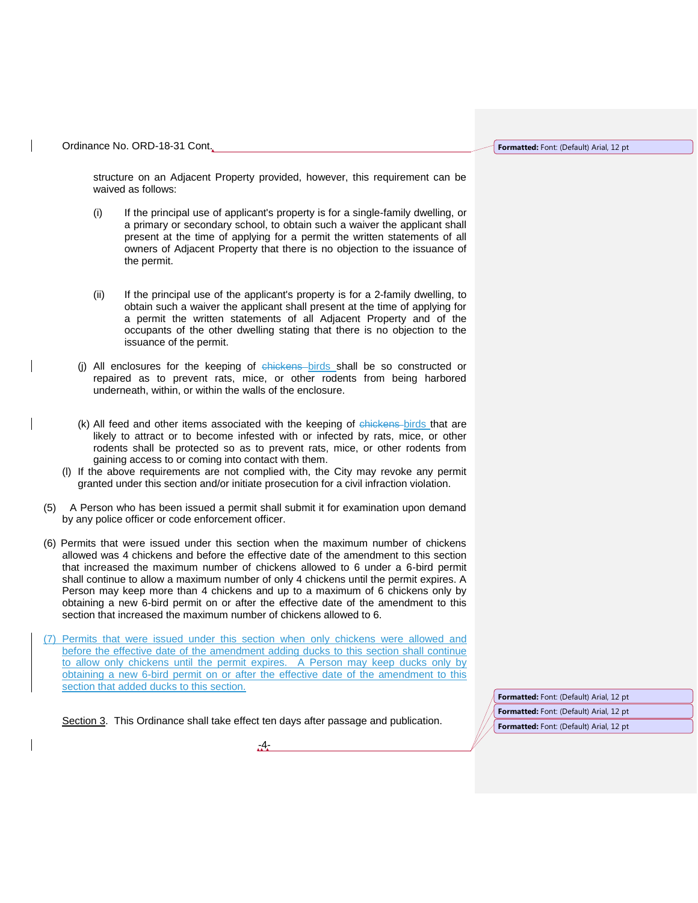structure on an Adjacent Property provided, however, this requirement can be waived as follows:

(i) If the principal use of applicant's property is for a single-family dwelling, or a primary or secondary school, to obtain such a waiver the applicant shall present at the time of applying for a permit the written statements of all owners of Adjacent Property that there is no objection to the issuance of the permit.

(ii) If the principal use of the applicant's property is for a 2-family dwelling, to obtain such a waiver the applicant shall present at the time of applying for a permit the written statements of all Adjacent Property and of the occupants of the other dwelling stating that there is no objection to the issuance of the permit.

(j) All enclosures for the keeping of ~~chickens~~ birds shall be so constructed or repaired as to prevent rats, mice, or other rodents from being harbored underneath, within, or within the walls of the enclosure.

(k) All feed and other items associated with the keeping of ~~chickens~~ birds that are likely to attract or to become infested with or infected by rats, mice, or other rodents shall be protected so as to prevent rats, mice, or other rodents from gaining access to or coming into contact with them.

(l) If the above requirements are not complied with, the City may revoke any permit granted under this section and/or initiate prosecution for a civil infraction violation.

(5) A Person who has been issued a permit shall submit it for examination upon demand by any police officer or code enforcement officer.

(6) Permits that were issued under this section when the maximum number of chickens allowed was 4 chickens and before the effective date of the amendment to this section that increased the maximum number of chickens allowed to 6 under a 6-bird permit shall continue to allow a maximum number of only 4 chickens until the permit expires. A Person may keep more than 4 chickens and up to a maximum of 6 chickens only by obtaining a new 6-bird permit on or after the effective date of the amendment to this section that increased the maximum number of chickens allowed to 6.

(7) Permits that were issued under this section when only chickens were allowed and before the effective date of the amendment adding ducks to this section shall continue to allow only chickens until the permit expires. A Person may keep ducks only by obtaining a new 6-bird permit on or after the effective date of the amendment to this section that added ducks to this section.

Section 3. This Ordinance shall take effect ten days after passage and publication.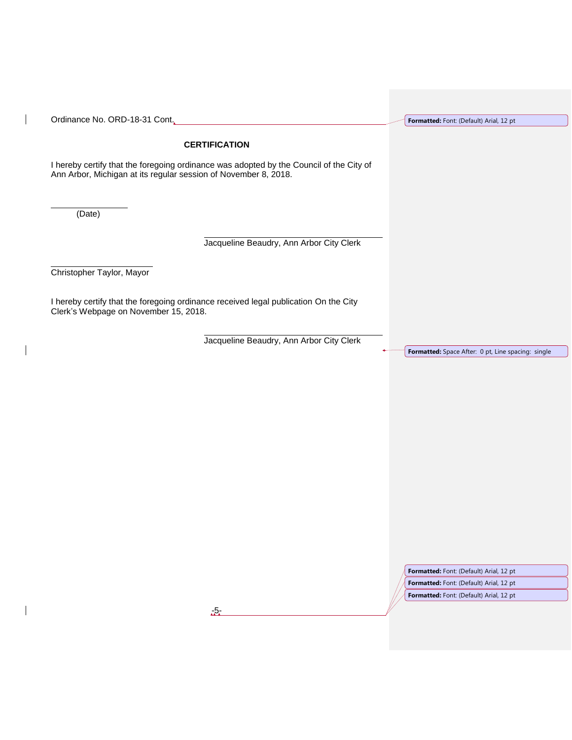Ordinance No. ORD-18-31 Cont.

**CERTIFICATION**

I hereby certify that the foregoing ordinance was adopted by the Council of the City of Ann Arbor, Michigan at its regular session of November 8, 2018.

\_\_\_\_\_\_\_\_\_\_\_\_\_\_\_\_\_\_
(Date)

\_\_\_\_\_\_\_\_\_\_\_\_\_\_\_\_\_\_\_\_\_\_\_\_\_\_\_\_\_\_\_\_\_\_\_\_\_\_
Jacqueline Beaudry, Ann Arbor City Clerk

\_\_\_\_\_\_\_\_\_\_\_\_\_\_\_\_\_\_\_\_\_\_\_\_
Christopher Taylor, Mayor

I hereby certify that the foregoing ordinance received legal publication On the City Clerk's Webpage on November 15, 2018.

\_\_\_\_\_\_\_\_\_\_\_\_\_\_\_\_\_\_\_\_\_\_\_\_\_\_\_\_\_\_\_\_\_\_\_\_\_\_
Jacqueline Beaudry, Ann Arbor City Clerk